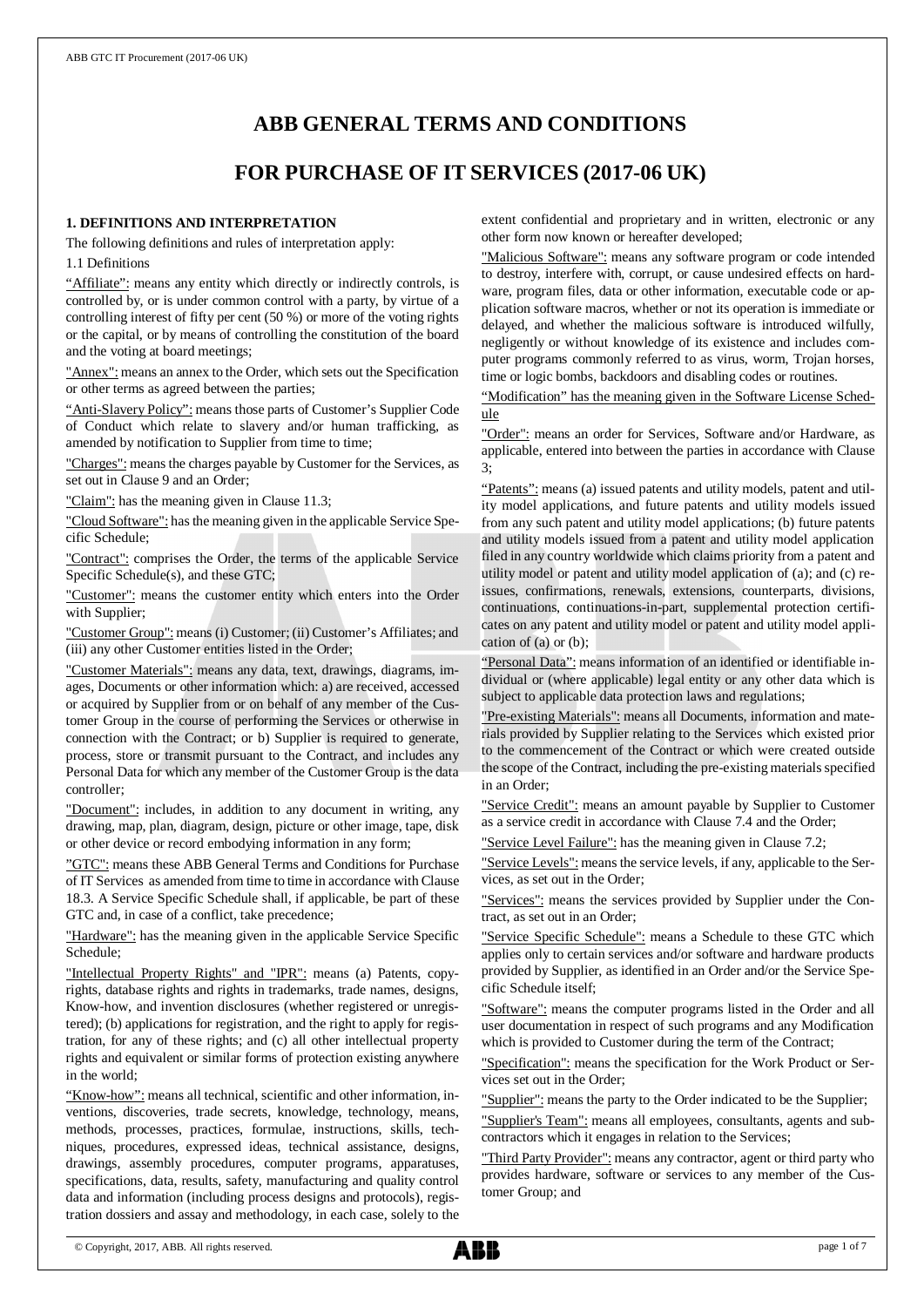# ABB GENERAL TERMS AND CONDITIONS

# FOR PURCHASE OF IT SERVICES (2017-06 UK)

## 1. DEFINITIONS AND INTERPRETATION

The following definitions and rules of interpretation apply:

1.1 Definitions

"Affiliate": means any entity which directly or indirectly controls, is controlled by, or is under common control with a party, by virtue of a controlling interest of fifty per cent (50 %) or more of the voting rights or the capital, or by means of controlling the constitution of the board and the voting at board meetings;

"Annex": means an annex to the Order, which sets out the Specification or other terms as agreed between the parties;

"Anti-Slavery Policy": means those parts of Customer's Supplier Code of Conduct which relate to slavery and/or human trafficking, as amended by notification to Supplier from time to time;

"Charges": means the charges payable by Customer for the Services, as set out in Clause 9 and an Order;

"Claim": has the meaning given in Clause 11.3;

"Cloud Software": has the meaning given in the applicable Service Specific Schedule;

"Contract": comprises the Order, the terms of the applicable Service Specific Schedule(s), and these GTC;

"Customer": means the customer entity which enters into the Order with Supplier;

"Customer Group": means (i) Customer; (ii) Customer's Affiliates; and (iii) any other Customer entities listed in the Order;

"Customer Materials": means any data, text, drawings, diagrams, images, Documents or other information which: a) are received, accessed or acquired by Supplier from or on behalf of any member of the Customer Group in the course of performing the Services or otherwise in connection with the Contract; or b) Supplier is required to generate, process, store or transmit pursuant to the Contract, and includes any Personal Data for which any member of the Customer Group is the data controller;

"Document": includes, in addition to any document in writing, any drawing, map, plan, diagram, design, picture or other image, tape, disk or other device or record embodying information in any form;

"GTC": means these ABB General Terms and Conditions for Purchase of IT Services as amended from time to time in accordance with Clause 18.3. A Service Specific Schedule shall, if applicable, be part of these GTC and, in case of a conflict, take precedence;

"Hardware": has the meaning given in the applicable Service Specific Schedule;

"Intellectual Property Rights" and "IPR": means (a) Patents, copyrights, database rights and rights in trademarks, trade names, designs, Know-how, and invention disclosures (whether registered or unregistered); (b) applications for registration, and the right to apply for registration, for any of these rights; and (c) all other intellectual property rights and equivalent or similar forms of protection existing anywhere in the world;

"Know-how": means all technical, scientific and other information, inventions, discoveries, trade secrets, knowledge, technology, means, methods, processes, practices, formulae, instructions, skills, techniques, procedures, expressed ideas, technical assistance, designs, drawings, assembly procedures, computer programs, apparatuses, specifications, data, results, safety, manufacturing and quality control data and information (including process designs and protocols), registration dossiers and assay and methodology, in each case, solely to the extent confidential and proprietary and in written, electronic or any other form now known or hereafter developed;

"Malicious Software": means any software program or code intended to destroy, interfere with, corrupt, or cause undesired effects on hardware, program files, data or other information, executable code or application software macros, whether or not its operation is immediate or delayed, and whether the malicious software is introduced wilfully, negligently or without knowledge of its existence and includes computer programs commonly referred to as virus, worm, Trojan horses, time or logic bombs, backdoors and disabling codes or routines.

"Modification" has the meaning given in the Software License Schedule

"Order": means an order for Services, Software and/or Hardware, as applicable, entered into between the parties in accordance with Clause 3;

"Patents": means (a) issued patents and utility models, patent and utility model applications, and future patents and utility models issued from any such patent and utility model applications; (b) future patents and utility models issued from a patent and utility model application filed in any country worldwide which claims priority from a patent and utility model or patent and utility model application of (a); and (c) reissues, confirmations, renewals, extensions, counterparts, divisions, continuations, continuations-in-part, supplemental protection certificates on any patent and utility model or patent and utility model application of (a) or (b);

"Personal Data": means information of an identified or identifiable individual or (where applicable) legal entity or any other data which is subject to applicable data protection laws and regulations;

"Pre-existing Materials": means all Documents, information and materials provided by Supplier relating to the Services which existed prior to the commencement of the Contract or which were created outside the scope of the Contract, including the pre-existing materials specified in an Order;

"Service Credit": means an amount payable by Supplier to Customer as a service credit in accordance with Clause 7.4 and the Order;

"Service Level Failure": has the meaning given in Clause 7.2;

"Service Levels": means the service levels, if any, applicable to the Services, as set out in the Order;

"Services": means the services provided by Supplier under the Contract, as set out in an Order;

"Service Specific Schedule": means a Schedule to these GTC which applies only to certain services and/or software and hardware products provided by Supplier, as identified in an Order and/or the Service Specific Schedule itself;

"Software": means the computer programs listed in the Order and all user documentation in respect of such programs and any Modification which is provided to Customer during the term of the Contract;

"Specification": means the specification for the Work Product or Services set out in the Order;

"Supplier": means the party to the Order indicated to be the Supplier;

"Supplier's Team": means all employees, consultants, agents and subcontractors which it engages in relation to the Services;

"Third Party Provider": means any contractor, agent or third party who provides hardware, software or services to any member of the Customer Group; and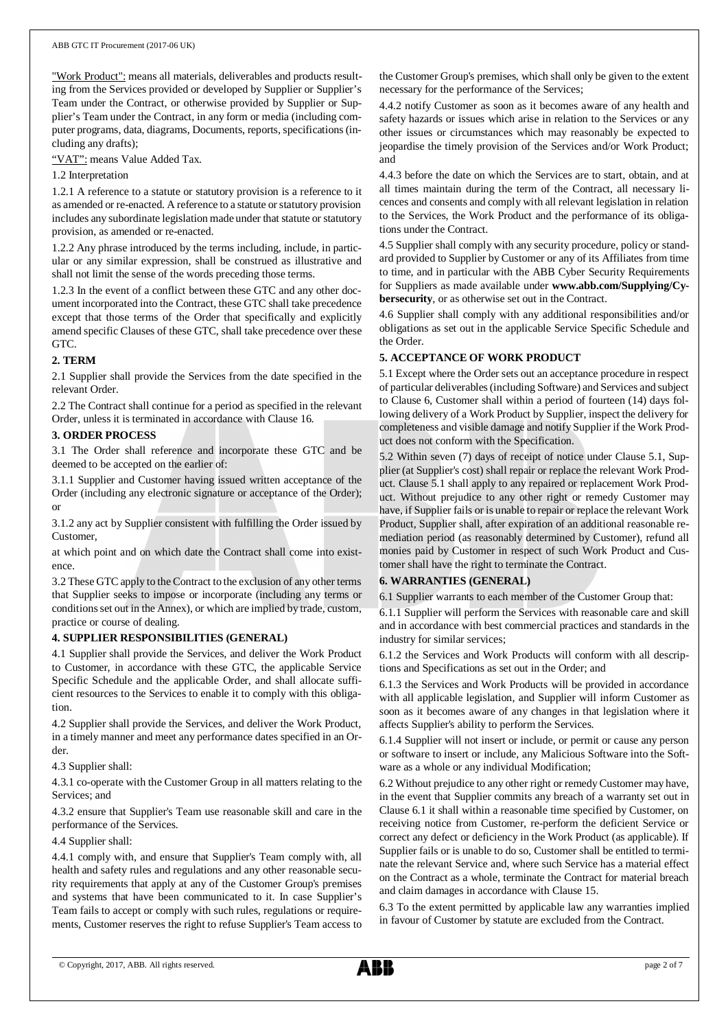"Work Product": means all materials, deliverables and products resulting from the Services provided or developed by Supplier or Supplier's Team under the Contract, or otherwise provided by Supplier or Supplier's Team under the Contract, in any form or media (including computer programs, data, diagrams, Documents, reports, specifications (including any drafts);

"VAT": means Value Added Tax.

1.2 Interpretation

1.2.1 A reference to a statute or statutory provision is a reference to it as amended or re-enacted. A reference to a statute or statutory provision includes any subordinate legislation made under that statute or statutory provision, as amended or re-enacted.

1.2.2 Any phrase introduced by the terms including, include, in particular or any similar expression, shall be construed as illustrative and shall not limit the sense of the words preceding those terms.

1.2.3 In the event of a conflict between these GTC and any other document incorporated into the Contract, these GTC shall take precedence except that those terms of the Order that specifically and explicitly amend specific Clauses of these GTC, shall take precedence over these GTC.

**2. TERM**

2.1 Supplier shall provide the Services from the date specified in the relevant Order.

2.2 The Contract shall continue for a period as specified in the relevant Order, unless it is terminated in accordance with Clause 16.

**3. ORDER PROCESS**

3.1 The Order shall reference and incorporate these GTC and be deemed to be accepted on the earlier of:

3.1.1 Supplier and Customer having issued written acceptance of the Order (including any electronic signature or acceptance of the Order); or

3.1.2 any act by Supplier consistent with fulfilling the Order issued by Customer,

at which point and on which date the Contract shall come into existence.

3.2 These GTC apply to the Contract to the exclusion of any other terms that Supplier seeks to impose or incorporate (including any terms or conditions set out in the Annex), or which are implied by trade, custom, practice or course of dealing.

**4. SUPPLIER RESPONSIBILITIES (GENERAL)**

4.1 Supplier shall provide the Services, and deliver the Work Product to Customer, in accordance with these GTC, the applicable Service Specific Schedule and the applicable Order, and shall allocate sufficient resources to the Services to enable it to comply with this obligation.

4.2 Supplier shall provide the Services, and deliver the Work Product, in a timely manner and meet any performance dates specified in an Order.

4.3 Supplier shall:

4.3.1 co-operate with the Customer Group in all matters relating to the Services; and

4.3.2 ensure that Supplier's Team use reasonable skill and care in the performance of the Services.

4.4 Supplier shall:

4.4.1 comply with, and ensure that Supplier's Team comply with, all health and safety rules and regulations and any other reasonable security requirements that apply at any of the Customer Group's premises and systems that have been communicated to it. In case Supplier's Team fails to accept or comply with such rules, regulations or requirements, Customer reserves the right to refuse Supplier's Team access to the Customer Group's premises, which shall only be given to the extent necessary for the performance of the Services;

4.4.2 notify Customer as soon as it becomes aware of any health and safety hazards or issues which arise in relation to the Services or any other issues or circumstances which may reasonably be expected to jeopardise the timely provision of the Services and/or Work Product; and

4.4.3 before the date on which the Services are to start, obtain, and at all times maintain during the term of the Contract, all necessary licences and consents and comply with all relevant legislation in relation to the Services, the Work Product and the performance of its obligations under the Contract.

4.5 Supplier shall comply with any security procedure, policy or standard provided to Supplier by Customer or any of its Affiliates from time to time, and in particular with the ABB Cyber Security Requirements for Suppliers as made available under **www.abb.com/Supplying/Cybersecurity**, or as otherwise set out in the Contract.

4.6 Supplier shall comply with any additional responsibilities and/or obligations as set out in the applicable Service Specific Schedule and the Order.

**5. ACCEPTANCE OF WORK PRODUCT**

5.1 Except where the Order sets out an acceptance procedure in respect of particular deliverables (including Software) and Services and subject to Clause 6, Customer shall within a period of fourteen (14) days following delivery of a Work Product by Supplier, inspect the delivery for completeness and visible damage and notify Supplier if the Work Product does not conform with the Specification.

5.2 Within seven (7) days of receipt of notice under Clause 5.1, Supplier (at Supplier's cost) shall repair or replace the relevant Work Product. Clause 5.1 shall apply to any repaired or replacement Work Product. Without prejudice to any other right or remedy Customer may have, if Supplier fails or is unable to repair or replace the relevant Work Product, Supplier shall, after expiration of an additional reasonable remediation period (as reasonably determined by Customer), refund all monies paid by Customer in respect of such Work Product and Customer shall have the right to terminate the Contract.

**6. WARRANTIES (GENERAL)**

6.1 Supplier warrants to each member of the Customer Group that:

6.1.1 Supplier will perform the Services with reasonable care and skill and in accordance with best commercial practices and standards in the industry for similar services;

6.1.2 the Services and Work Products will conform with all descriptions and Specifications as set out in the Order; and

6.1.3 the Services and Work Products will be provided in accordance with all applicable legislation, and Supplier will inform Customer as soon as it becomes aware of any changes in that legislation where it affects Supplier's ability to perform the Services.

6.1.4 Supplier will not insert or include, or permit or cause any person or software to insert or include, any Malicious Software into the Software as a whole or any individual Modification;

6.2 Without prejudice to any other right or remedy Customer may have, in the event that Supplier commits any breach of a warranty set out in Clause 6.1 it shall within a reasonable time specified by Customer, on receiving notice from Customer, re-perform the deficient Service or correct any defect or deficiency in the Work Product (as applicable). If Supplier fails or is unable to do so, Customer shall be entitled to terminate the relevant Service and, where such Service has a material effect on the Contract as a whole, terminate the Contract for material breach and claim damages in accordance with Clause 15.

6.3 To the extent permitted by applicable law any warranties implied in favour of Customer by statute are excluded from the Contract.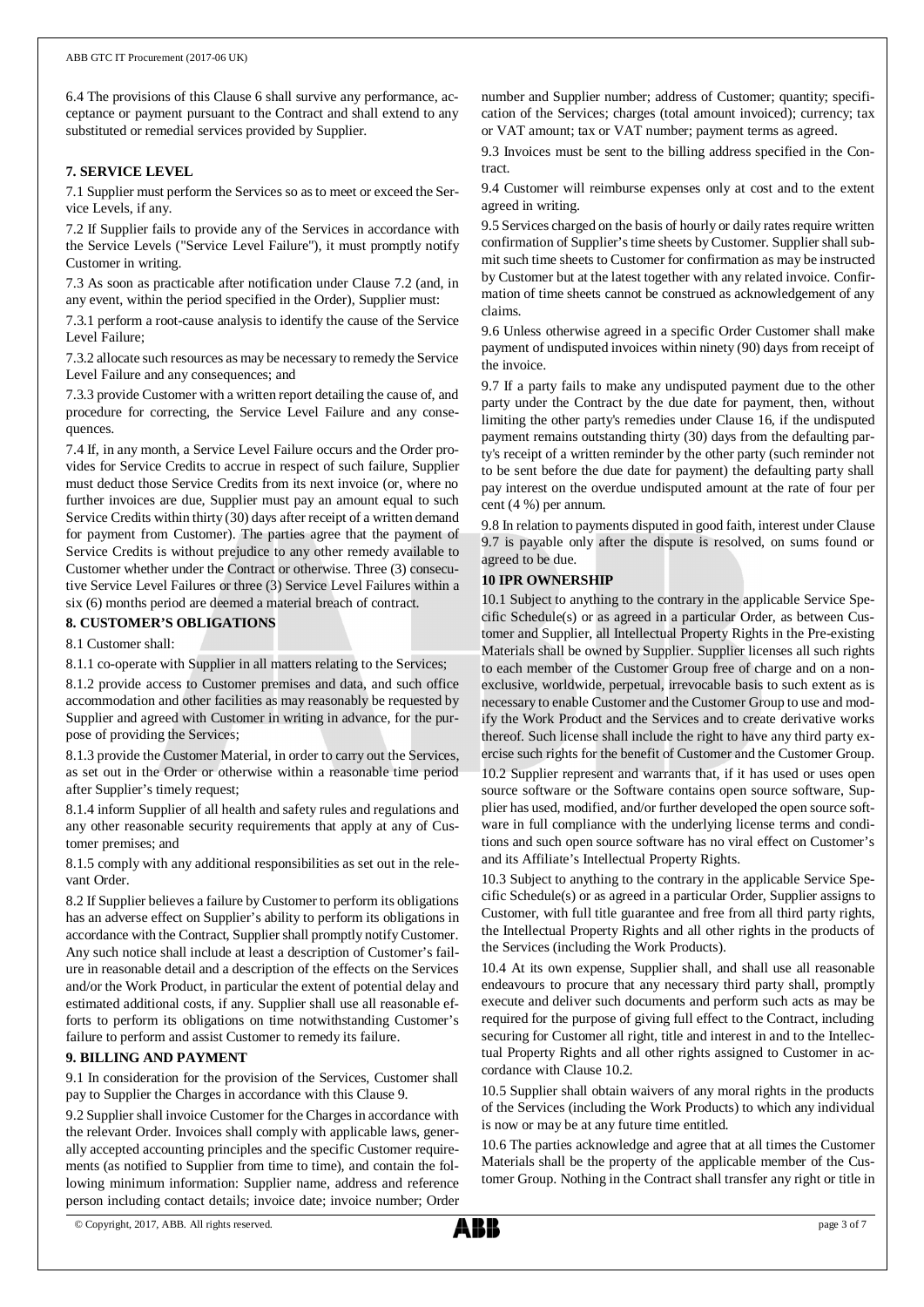6.4 The provisions of this Clause 6 shall survive any performance, acceptance or payment pursuant to the Contract and shall extend to any substituted or remedial services provided by Supplier.

## 7. SERVICE LEVEL

7.1 Supplier must perform the Services so as to meet or exceed the Service Levels, if any.

7.2 If Supplier fails to provide any of the Services in accordance with the Service Levels ("Service Level Failure"), it must promptly notify Customer in writing.

7.3 As soon as practicable after notification under Clause 7.2 (and, in any event, within the period specified in the Order), Supplier must:

7.3.1 perform a root-cause analysis to identify the cause of the Service Level Failure;

7.3.2 allocate such resources as may be necessary to remedy the Service Level Failure and any consequences; and

7.3.3 provide Customer with a written report detailing the cause of, and procedure for correcting, the Service Level Failure and any consequences.

7.4 If, in any month, a Service Level Failure occurs and the Order provides for Service Credits to accrue in respect of such failure, Supplier must deduct those Service Credits from its next invoice (or, where no further invoices are due, Supplier must pay an amount equal to such Service Credits within thirty (30) days after receipt of a written demand for payment from Customer). The parties agree that the payment of Service Credits is without prejudice to any other remedy available to Customer whether under the Contract or otherwise. Three (3) consecutive Service Level Failures or three (3) Service Level Failures within a six (6) months period are deemed a material breach of contract.

## 8. CUSTOMER'S OBLIGATIONS

8.1 Customer shall:

8.1.1 co-operate with Supplier in all matters relating to the Services;

8.1.2 provide access to Customer premises and data, and such office accommodation and other facilities as may reasonably be requested by Supplier and agreed with Customer in writing in advance, for the purpose of providing the Services;

8.1.3 provide the Customer Material, in order to carry out the Services, as set out in the Order or otherwise within a reasonable time period after Supplier's timely request;

8.1.4 inform Supplier of all health and safety rules and regulations and any other reasonable security requirements that apply at any of Customer premises; and

8.1.5 comply with any additional responsibilities as set out in the relevant Order.

8.2 If Supplier believes a failure by Customer to perform its obligations has an adverse effect on Supplier's ability to perform its obligations in accordance with the Contract, Supplier shall promptly notify Customer. Any such notice shall include at least a description of Customer's failure in reasonable detail and a description of the effects on the Services and/or the Work Product, in particular the extent of potential delay and estimated additional costs, if any. Supplier shall use all reasonable efforts to perform its obligations on time notwithstanding Customer's failure to perform and assist Customer to remedy its failure.

## 9. BILLING AND PAYMENT

9.1 In consideration for the provision of the Services, Customer shall pay to Supplier the Charges in accordance with this Clause 9.

9.2 Supplier shall invoice Customer for the Charges in accordance with the relevant Order. Invoices shall comply with applicable laws, generally accepted accounting principles and the specific Customer requirements (as notified to Supplier from time to time), and contain the following minimum information: Supplier name, address and reference person including contact details; invoice date; invoice number; Order number and Supplier number; address of Customer; quantity; specification of the Services; charges (total amount invoiced); currency; tax or VAT amount; tax or VAT number; payment terms as agreed.

9.3 Invoices must be sent to the billing address specified in the Contract.

9.4 Customer will reimburse expenses only at cost and to the extent agreed in writing.

9.5 Services charged on the basis of hourly or daily rates require written confirmation of Supplier's time sheets by Customer. Supplier shall submit such time sheets to Customer for confirmation as may be instructed by Customer but at the latest together with any related invoice. Confirmation of time sheets cannot be construed as acknowledgement of any claims.

9.6 Unless otherwise agreed in a specific Order Customer shall make payment of undisputed invoices within ninety (90) days from receipt of the invoice.

9.7 If a party fails to make any undisputed payment due to the other party under the Contract by the due date for payment, then, without limiting the other party's remedies under Clause 16, if the undisputed payment remains outstanding thirty (30) days from the defaulting party's receipt of a written reminder by the other party (such reminder not to be sent before the due date for payment) the defaulting party shall pay interest on the overdue undisputed amount at the rate of four per cent (4 %) per annum.

9.8 In relation to payments disputed in good faith, interest under Clause 9.7 is payable only after the dispute is resolved, on sums found or agreed to be due.

## 10 IPR OWNERSHIP

10.1 Subject to anything to the contrary in the applicable Service Specific Schedule(s) or as agreed in a particular Order, as between Customer and Supplier, all Intellectual Property Rights in the Pre-existing Materials shall be owned by Supplier. Supplier licenses all such rights to each member of the Customer Group free of charge and on a non-exclusive, worldwide, perpetual, irrevocable basis to such extent as is necessary to enable Customer and the Customer Group to use and modify the Work Product and the Services and to create derivative works thereof. Such license shall include the right to have any third party exercise such rights for the benefit of Customer and the Customer Group.

10.2 Supplier represent and warrants that, if it has used or uses open source software or the Software contains open source software, Supplier has used, modified, and/or further developed the open source software in full compliance with the underlying license terms and conditions and such open source software has no viral effect on Customer's and its Affiliate's Intellectual Property Rights.

10.3 Subject to anything to the contrary in the applicable Service Specific Schedule(s) or as agreed in a particular Order, Supplier assigns to Customer, with full title guarantee and free from all third party rights, the Intellectual Property Rights and all other rights in the products of the Services (including the Work Products).

10.4 At its own expense, Supplier shall, and shall use all reasonable endeavours to procure that any necessary third party shall, promptly execute and deliver such documents and perform such acts as may be required for the purpose of giving full effect to the Contract, including securing for Customer all right, title and interest in and to the Intellectual Property Rights and all other rights assigned to Customer in accordance with Clause 10.2.

10.5 Supplier shall obtain waivers of any moral rights in the products of the Services (including the Work Products) to which any individual is now or may be at any future time entitled.

10.6 The parties acknowledge and agree that at all times the Customer Materials shall be the property of the applicable member of the Customer Group. Nothing in the Contract shall transfer any right or title in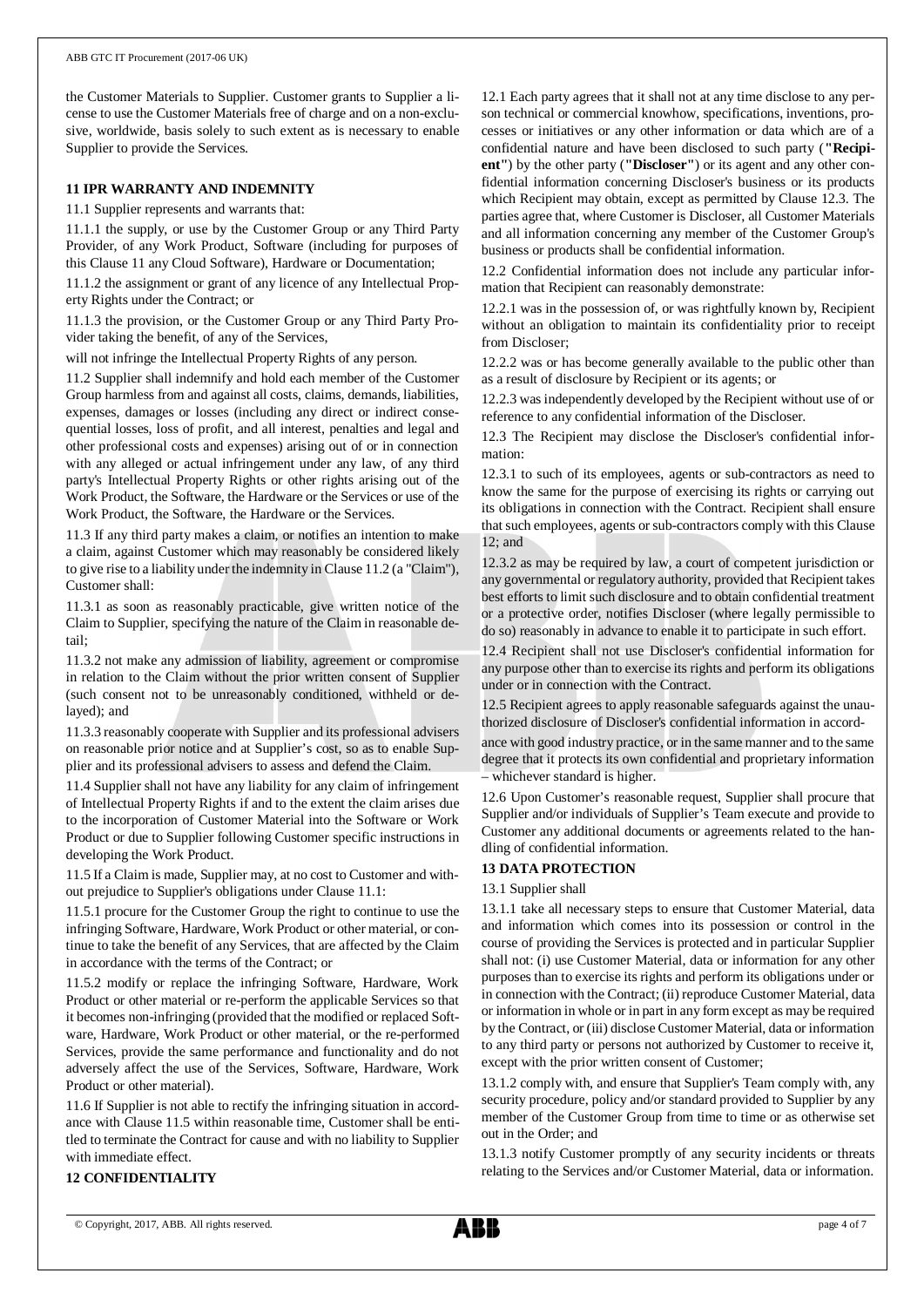the Customer Materials to Supplier. Customer grants to Supplier a license to use the Customer Materials free of charge and on a non-exclusive, worldwide, basis solely to such extent as is necessary to enable Supplier to provide the Services.

## 11 IPR WARRANTY AND INDEMNITY

11.1 Supplier represents and warrants that:

11.1.1 the supply, or use by the Customer Group or any Third Party Provider, of any Work Product, Software (including for purposes of this Clause 11 any Cloud Software), Hardware or Documentation;

11.1.2 the assignment or grant of any licence of any Intellectual Property Rights under the Contract; or

11.1.3 the provision, or the Customer Group or any Third Party Provider taking the benefit, of any of the Services,

will not infringe the Intellectual Property Rights of any person.

11.2 Supplier shall indemnify and hold each member of the Customer Group harmless from and against all costs, claims, demands, liabilities, expenses, damages or losses (including any direct or indirect consequential losses, loss of profit, and all interest, penalties and legal and other professional costs and expenses) arising out of or in connection with any alleged or actual infringement under any law, of any third party's Intellectual Property Rights or other rights arising out of the Work Product, the Software, the Hardware or the Services or use of the Work Product, the Software, the Hardware or the Services.

11.3 If any third party makes a claim, or notifies an intention to make a claim, against Customer which may reasonably be considered likely to give rise to a liability under the indemnity in Clause 11.2 (a "Claim"), Customer shall:

11.3.1 as soon as reasonably practicable, give written notice of the Claim to Supplier, specifying the nature of the Claim in reasonable detail;

11.3.2 not make any admission of liability, agreement or compromise in relation to the Claim without the prior written consent of Supplier (such consent not to be unreasonably conditioned, withheld or delayed); and

11.3.3 reasonably cooperate with Supplier and its professional advisers on reasonable prior notice and at Supplier's cost, so as to enable Supplier and its professional advisers to assess and defend the Claim.

11.4 Supplier shall not have any liability for any claim of infringement of Intellectual Property Rights if and to the extent the claim arises due to the incorporation of Customer Material into the Software or Work Product or due to Supplier following Customer specific instructions in developing the Work Product.

11.5 If a Claim is made, Supplier may, at no cost to Customer and without prejudice to Supplier's obligations under Clause 11.1:

11.5.1 procure for the Customer Group the right to continue to use the infringing Software, Hardware, Work Product or other material, or continue to take the benefit of any Services, that are affected by the Claim in accordance with the terms of the Contract; or

11.5.2 modify or replace the infringing Software, Hardware, Work Product or other material or re-perform the applicable Services so that it becomes non-infringing (provided that the modified or replaced Software, Hardware, Work Product or other material, or the re-performed Services, provide the same performance and functionality and do not adversely affect the use of the Services, Software, Hardware, Work Product or other material).

11.6 If Supplier is not able to rectify the infringing situation in accordance with Clause 11.5 within reasonable time, Customer shall be entitled to terminate the Contract for cause and with no liability to Supplier with immediate effect.

## 12 CONFIDENTIALITY

12.1 Each party agrees that it shall not at any time disclose to any person technical or commercial knowhow, specifications, inventions, processes or initiatives or any other information or data which are of a confidential nature and have been disclosed to such party (**"Recipient"**) by the other party (**"Discloser"**) or its agent and any other confidential information concerning Discloser's business or its products which Recipient may obtain, except as permitted by Clause 12.3. The parties agree that, where Customer is Discloser, all Customer Materials and all information concerning any member of the Customer Group's business or products shall be confidential information.

12.2 Confidential information does not include any particular information that Recipient can reasonably demonstrate:

12.2.1 was in the possession of, or was rightfully known by, Recipient without an obligation to maintain its confidentiality prior to receipt from Discloser;

12.2.2 was or has become generally available to the public other than as a result of disclosure by Recipient or its agents; or

12.2.3 was independently developed by the Recipient without use of or reference to any confidential information of the Discloser.

12.3 The Recipient may disclose the Discloser's confidential information:

12.3.1 to such of its employees, agents or sub-contractors as need to know the same for the purpose of exercising its rights or carrying out its obligations in connection with the Contract. Recipient shall ensure that such employees, agents or sub-contractors comply with this Clause 12; and

12.3.2 as may be required by law, a court of competent jurisdiction or any governmental or regulatory authority, provided that Recipient takes best efforts to limit such disclosure and to obtain confidential treatment or a protective order, notifies Discloser (where legally permissible to do so) reasonably in advance to enable it to participate in such effort.

12.4 Recipient shall not use Discloser's confidential information for any purpose other than to exercise its rights and perform its obligations under or in connection with the Contract.

12.5 Recipient agrees to apply reasonable safeguards against the unauthorized disclosure of Discloser's confidential information in accordance with good industry practice, or in the same manner and to the same degree that it protects its own confidential and proprietary information – whichever standard is higher.

12.6 Upon Customer's reasonable request, Supplier shall procure that Supplier and/or individuals of Supplier's Team execute and provide to Customer any additional documents or agreements related to the handling of confidential information.

## 13 DATA PROTECTION

13.1 Supplier shall

13.1.1 take all necessary steps to ensure that Customer Material, data and information which comes into its possession or control in the course of providing the Services is protected and in particular Supplier shall not: (i) use Customer Material, data or information for any other purposes than to exercise its rights and perform its obligations under or in connection with the Contract; (ii) reproduce Customer Material, data or information in whole or in part in any form except as may be required by the Contract, or (iii) disclose Customer Material, data or information to any third party or persons not authorized by Customer to receive it, except with the prior written consent of Customer;

13.1.2 comply with, and ensure that Supplier's Team comply with, any security procedure, policy and/or standard provided to Supplier by any member of the Customer Group from time to time or as otherwise set out in the Order; and

13.1.3 notify Customer promptly of any security incidents or threats relating to the Services and/or Customer Material, data or information.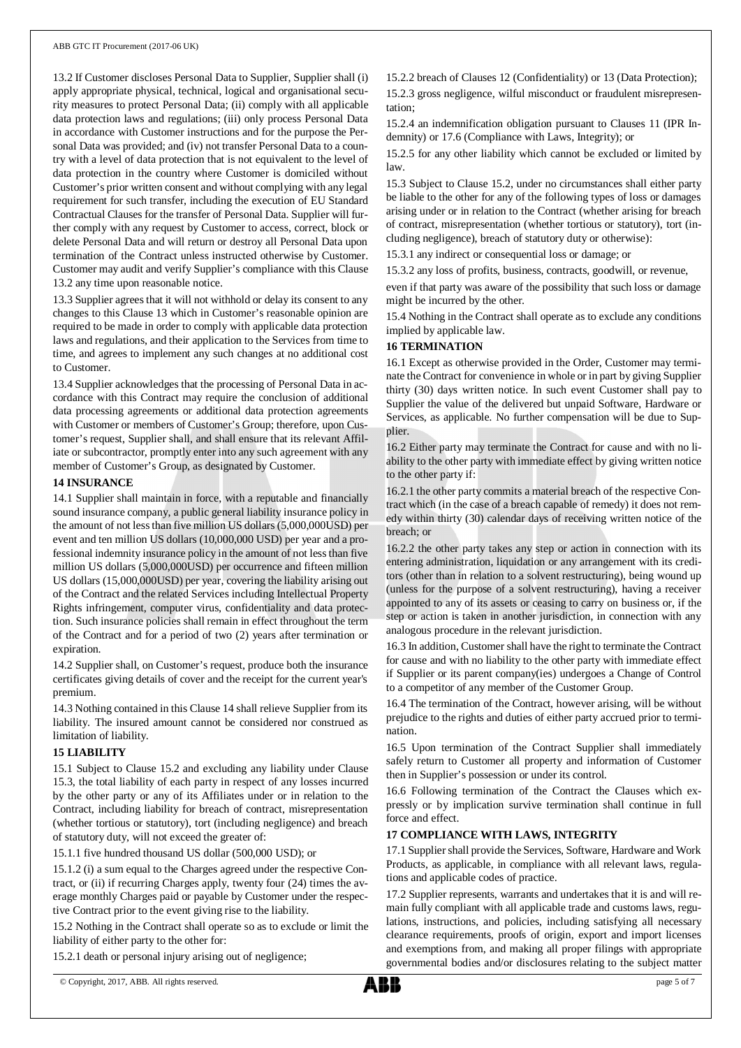13.2 If Customer discloses Personal Data to Supplier, Supplier shall (i) apply appropriate physical, technical, logical and organisational security measures to protect Personal Data; (ii) comply with all applicable data protection laws and regulations; (iii) only process Personal Data in accordance with Customer instructions and for the purpose the Personal Data was provided; and (iv) not transfer Personal Data to a country with a level of data protection that is not equivalent to the level of data protection in the country where Customer is domiciled without Customer's prior written consent and without complying with any legal requirement for such transfer, including the execution of EU Standard Contractual Clauses for the transfer of Personal Data. Supplier will further comply with any request by Customer to access, correct, block or delete Personal Data and will return or destroy all Personal Data upon termination of the Contract unless instructed otherwise by Customer. Customer may audit and verify Supplier's compliance with this Clause 13.2 any time upon reasonable notice.

13.3 Supplier agrees that it will not withhold or delay its consent to any changes to this Clause 13 which in Customer's reasonable opinion are required to be made in order to comply with applicable data protection laws and regulations, and their application to the Services from time to time, and agrees to implement any such changes at no additional cost to Customer.

13.4 Supplier acknowledges that the processing of Personal Data in accordance with this Contract may require the conclusion of additional data processing agreements or additional data protection agreements with Customer or members of Customer's Group; therefore, upon Customer's request, Supplier shall, and shall ensure that its relevant Affiliate or subcontractor, promptly enter into any such agreement with any member of Customer's Group, as designated by Customer.

**14 INSURANCE**

14.1 Supplier shall maintain in force, with a reputable and financially sound insurance company, a public general liability insurance policy in the amount of not less than five million US dollars (5,000,000USD) per event and ten million US dollars (10,000,000 USD) per year and a professional indemnity insurance policy in the amount of not less than five million US dollars (5,000,000USD) per occurrence and fifteen million US dollars (15,000,000USD) per year, covering the liability arising out of the Contract and the related Services including Intellectual Property Rights infringement, computer virus, confidentiality and data protection. Such insurance policies shall remain in effect throughout the term of the Contract and for a period of two (2) years after termination or expiration.

14.2 Supplier shall, on Customer's request, produce both the insurance certificates giving details of cover and the receipt for the current year's premium.

14.3 Nothing contained in this Clause 14 shall relieve Supplier from its liability. The insured amount cannot be considered nor construed as limitation of liability.

**15 LIABILITY**

15.1 Subject to Clause 15.2 and excluding any liability under Clause 15.3, the total liability of each party in respect of any losses incurred by the other party or any of its Affiliates under or in relation to the Contract, including liability for breach of contract, misrepresentation (whether tortious or statutory), tort (including negligence) and breach of statutory duty, will not exceed the greater of:

15.1.1 five hundred thousand US dollar (500,000 USD); or

15.1.2 (i) a sum equal to the Charges agreed under the respective Contract, or (ii) if recurring Charges apply, twenty four (24) times the average monthly Charges paid or payable by Customer under the respective Contract prior to the event giving rise to the liability.

15.2 Nothing in the Contract shall operate so as to exclude or limit the liability of either party to the other for:

15.2.1 death or personal injury arising out of negligence;

15.2.2 breach of Clauses 12 (Confidentiality) or 13 (Data Protection);

15.2.3 gross negligence, wilful misconduct or fraudulent misrepresentation;

15.2.4 an indemnification obligation pursuant to Clauses 11 (IPR Indemnity) or 17.6 (Compliance with Laws, Integrity); or

15.2.5 for any other liability which cannot be excluded or limited by law.

15.3 Subject to Clause 15.2, under no circumstances shall either party be liable to the other for any of the following types of loss or damages arising under or in relation to the Contract (whether arising for breach of contract, misrepresentation (whether tortious or statutory), tort (including negligence), breach of statutory duty or otherwise):

15.3.1 any indirect or consequential loss or damage; or

15.3.2 any loss of profits, business, contracts, goodwill, or revenue,

even if that party was aware of the possibility that such loss or damage might be incurred by the other.

15.4 Nothing in the Contract shall operate as to exclude any conditions implied by applicable law.

**16 TERMINATION**

16.1 Except as otherwise provided in the Order, Customer may terminate the Contract for convenience in whole or in part by giving Supplier thirty (30) days written notice. In such event Customer shall pay to Supplier the value of the delivered but unpaid Software, Hardware or Services, as applicable. No further compensation will be due to Supplier.

16.2 Either party may terminate the Contract for cause and with no liability to the other party with immediate effect by giving written notice to the other party if:

16.2.1 the other party commits a material breach of the respective Contract which (in the case of a breach capable of remedy) it does not remedy within thirty (30) calendar days of receiving written notice of the breach; or

16.2.2 the other party takes any step or action in connection with its entering administration, liquidation or any arrangement with its creditors (other than in relation to a solvent restructuring), being wound up (unless for the purpose of a solvent restructuring), having a receiver appointed to any of its assets or ceasing to carry on business or, if the step or action is taken in another jurisdiction, in connection with any analogous procedure in the relevant jurisdiction.

16.3 In addition, Customer shall have the right to terminate the Contract for cause and with no liability to the other party with immediate effect if Supplier or its parent company(ies) undergoes a Change of Control to a competitor of any member of the Customer Group.

16.4 The termination of the Contract, however arising, will be without prejudice to the rights and duties of either party accrued prior to termination.

16.5 Upon termination of the Contract Supplier shall immediately safely return to Customer all property and information of Customer then in Supplier's possession or under its control.

16.6 Following termination of the Contract the Clauses which expressly or by implication survive termination shall continue in full force and effect.

**17 COMPLIANCE WITH LAWS, INTEGRITY**

17.1 Supplier shall provide the Services, Software, Hardware and Work Products, as applicable, in compliance with all relevant laws, regulations and applicable codes of practice.

17.2 Supplier represents, warrants and undertakes that it is and will remain fully compliant with all applicable trade and customs laws, regulations, instructions, and policies, including satisfying all necessary clearance requirements, proofs of origin, export and import licenses and exemptions from, and making all proper filings with appropriate governmental bodies and/or disclosures relating to the subject matter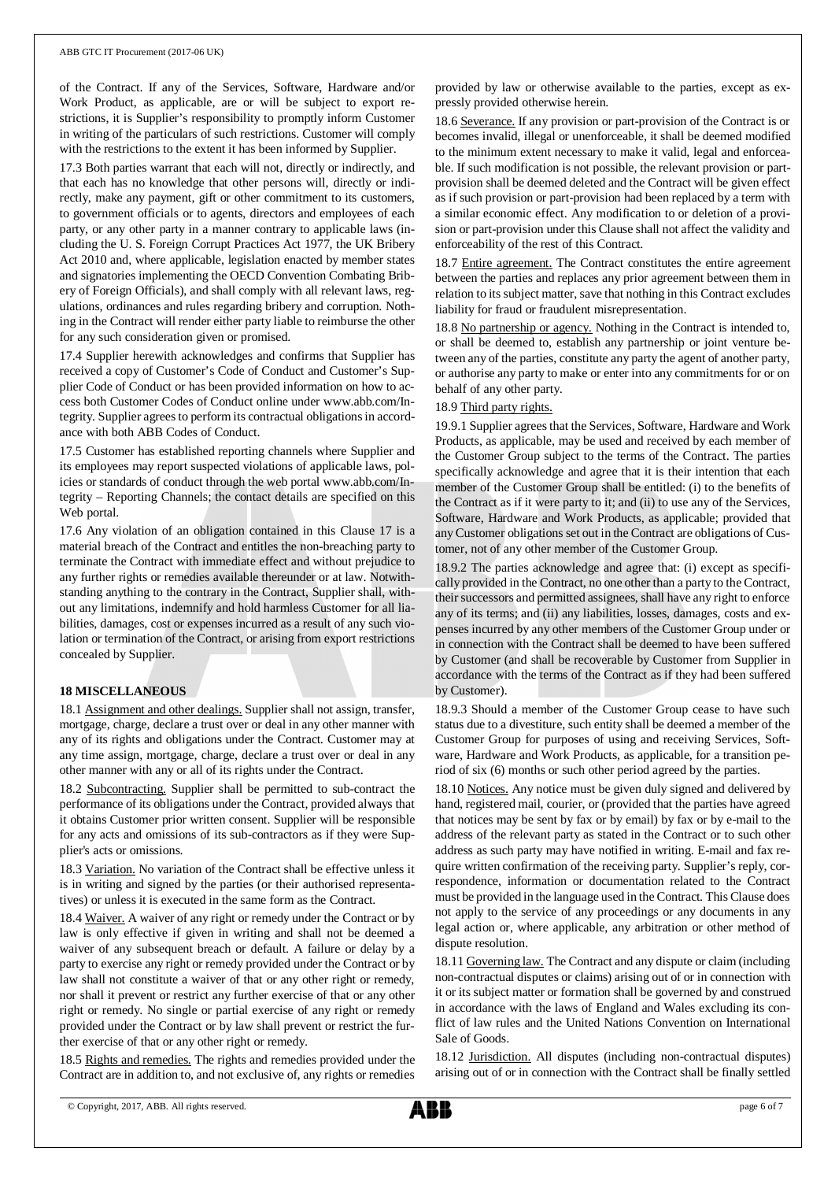of the Contract. If any of the Services, Software, Hardware and/or Work Product, as applicable, are or will be subject to export restrictions, it is Supplier's responsibility to promptly inform Customer in writing of the particulars of such restrictions. Customer will comply with the restrictions to the extent it has been informed by Supplier.

17.3 Both parties warrant that each will not, directly or indirectly, and that each has no knowledge that other persons will, directly or indirectly, make any payment, gift or other commitment to its customers, to government officials or to agents, directors and employees of each party, or any other party in a manner contrary to applicable laws (including the U. S. Foreign Corrupt Practices Act 1977, the UK Bribery Act 2010 and, where applicable, legislation enacted by member states and signatories implementing the OECD Convention Combating Bribery of Foreign Officials), and shall comply with all relevant laws, regulations, ordinances and rules regarding bribery and corruption. Nothing in the Contract will render either party liable to reimburse the other for any such consideration given or promised.

17.4 Supplier herewith acknowledges and confirms that Supplier has received a copy of Customer's Code of Conduct and Customer's Supplier Code of Conduct or has been provided information on how to access both Customer Codes of Conduct online under www.abb.com/Integrity. Supplier agrees to perform its contractual obligations in accordance with both ABB Codes of Conduct.

17.5 Customer has established reporting channels where Supplier and its employees may report suspected violations of applicable laws, policies or standards of conduct through the web portal www.abb.com/Integrity – Reporting Channels; the contact details are specified on this Web portal.

17.6 Any violation of an obligation contained in this Clause 17 is a material breach of the Contract and entitles the non-breaching party to terminate the Contract with immediate effect and without prejudice to any further rights or remedies available thereunder or at law. Notwithstanding anything to the contrary in the Contract, Supplier shall, without any limitations, indemnify and hold harmless Customer for all liabilities, damages, cost or expenses incurred as a result of any such violation or termination of the Contract, or arising from export restrictions concealed by Supplier.

**18 MISCELLANEOUS**

18.1 Assignment and other dealings. Supplier shall not assign, transfer, mortgage, charge, declare a trust over or deal in any other manner with any of its rights and obligations under the Contract. Customer may at any time assign, mortgage, charge, declare a trust over or deal in any other manner with any or all of its rights under the Contract.

18.2 Subcontracting. Supplier shall be permitted to sub-contract the performance of its obligations under the Contract, provided always that it obtains Customer prior written consent. Supplier will be responsible for any acts and omissions of its sub-contractors as if they were Supplier's acts or omissions.

18.3 Variation. No variation of the Contract shall be effective unless it is in writing and signed by the parties (or their authorised representatives) or unless it is executed in the same form as the Contract.

18.4 Waiver. A waiver of any right or remedy under the Contract or by law is only effective if given in writing and shall not be deemed a waiver of any subsequent breach or default. A failure or delay by a party to exercise any right or remedy provided under the Contract or by law shall not constitute a waiver of that or any other right or remedy, nor shall it prevent or restrict any further exercise of that or any other right or remedy. No single or partial exercise of any right or remedy provided under the Contract or by law shall prevent or restrict the further exercise of that or any other right or remedy.

18.5 Rights and remedies. The rights and remedies provided under the Contract are in addition to, and not exclusive of, any rights or remedies provided by law or otherwise available to the parties, except as expressly provided otherwise herein.

18.6 Severance. If any provision or part-provision of the Contract is or becomes invalid, illegal or unenforceable, it shall be deemed modified to the minimum extent necessary to make it valid, legal and enforceable. If such modification is not possible, the relevant provision or part-provision shall be deemed deleted and the Contract will be given effect as if such provision or part-provision had been replaced by a term with a similar economic effect. Any modification to or deletion of a provision or part-provision under this Clause shall not affect the validity and enforceability of the rest of this Contract.

18.7 Entire agreement. The Contract constitutes the entire agreement between the parties and replaces any prior agreement between them in relation to its subject matter, save that nothing in this Contract excludes liability for fraud or fraudulent misrepresentation.

18.8 No partnership or agency. Nothing in the Contract is intended to, or shall be deemed to, establish any partnership or joint venture between any of the parties, constitute any party the agent of another party, or authorise any party to make or enter into any commitments for or on behalf of any other party.

18.9 Third party rights.

19.9.1 Supplier agrees that the Services, Software, Hardware and Work Products, as applicable, may be used and received by each member of the Customer Group subject to the terms of the Contract. The parties specifically acknowledge and agree that it is their intention that each member of the Customer Group shall be entitled: (i) to the benefits of the Contract as if it were party to it; and (ii) to use any of the Services, Software, Hardware and Work Products, as applicable; provided that any Customer obligations set out in the Contract are obligations of Customer, not of any other member of the Customer Group.

18.9.2 The parties acknowledge and agree that: (i) except as specifically provided in the Contract, no one other than a party to the Contract, their successors and permitted assignees, shall have any right to enforce any of its terms; and (ii) any liabilities, losses, damages, costs and expenses incurred by any other members of the Customer Group under or in connection with the Contract shall be deemed to have been suffered by Customer (and shall be recoverable by Customer from Supplier in accordance with the terms of the Contract as if they had been suffered by Customer).

18.9.3 Should a member of the Customer Group cease to have such status due to a divestiture, such entity shall be deemed a member of the Customer Group for purposes of using and receiving Services, Software, Hardware and Work Products, as applicable, for a transition period of six (6) months or such other period agreed by the parties.

18.10 Notices. Any notice must be given duly signed and delivered by hand, registered mail, courier, or (provided that the parties have agreed that notices may be sent by fax or by email) by fax or by e-mail to the address of the relevant party as stated in the Contract or to such other address as such party may have notified in writing. E-mail and fax require written confirmation of the receiving party. Supplier's reply, correspondence, information or documentation related to the Contract must be provided in the language used in the Contract. This Clause does not apply to the service of any proceedings or any documents in any legal action or, where applicable, any arbitration or other method of dispute resolution.

18.11 Governing law. The Contract and any dispute or claim (including non-contractual disputes or claims) arising out of or in connection with it or its subject matter or formation shall be governed by and construed in accordance with the laws of England and Wales excluding its conflict of law rules and the United Nations Convention on International Sale of Goods.

18.12 Jurisdiction. All disputes (including non-contractual disputes) arising out of or in connection with the Contract shall be finally settled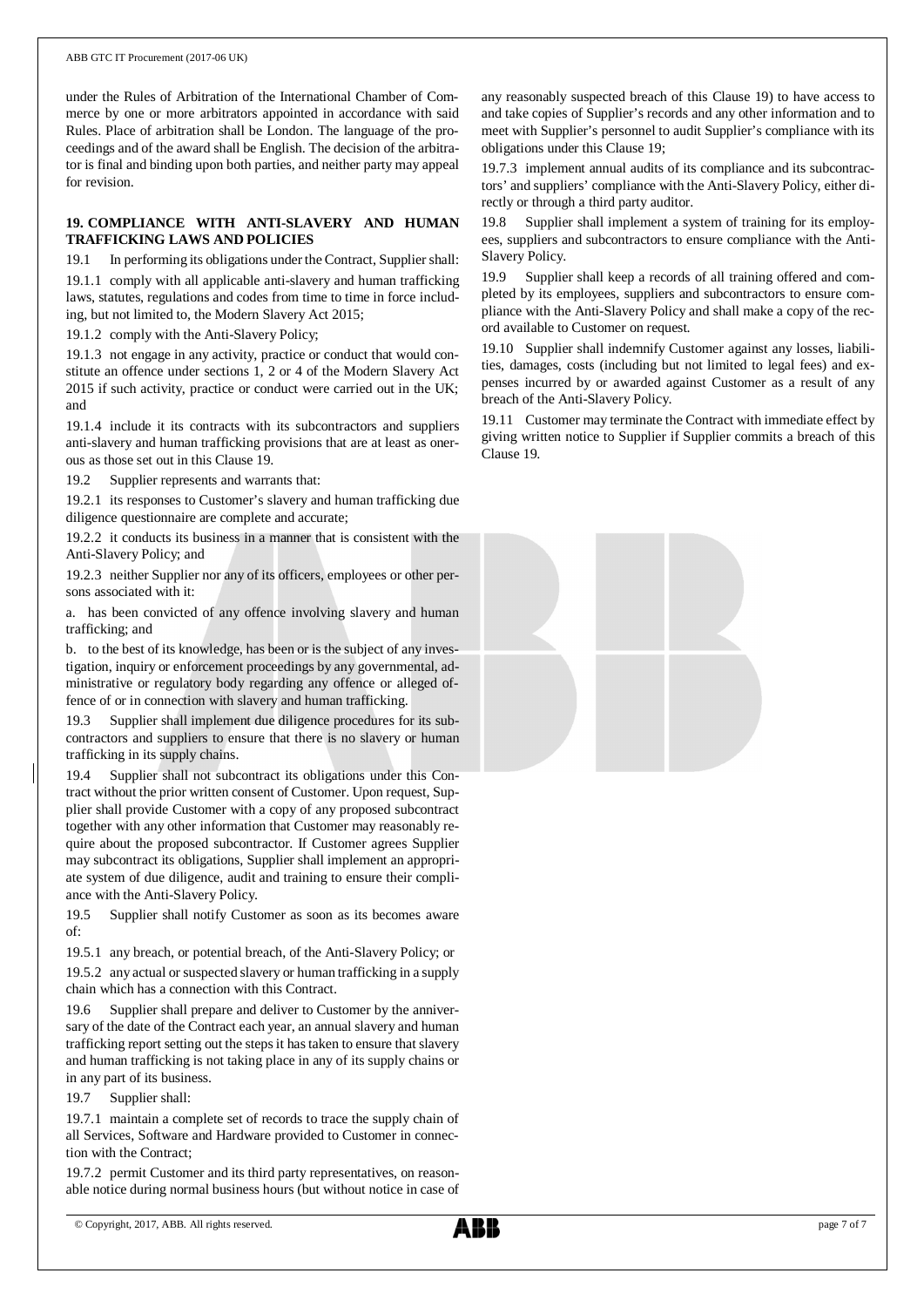under the Rules of Arbitration of the International Chamber of Commerce by one or more arbitrators appointed in accordance with said Rules. Place of arbitration shall be London. The language of the proceedings and of the award shall be English. The decision of the arbitrator is final and binding upon both parties, and neither party may appeal for revision.

**19. COMPLIANCE WITH ANTI-SLAVERY AND HUMAN TRAFFICKING LAWS AND POLICIES**

19.1 In performing its obligations under the Contract, Supplier shall:

19.1.1 comply with all applicable anti-slavery and human trafficking laws, statutes, regulations and codes from time to time in force including, but not limited to, the Modern Slavery Act 2015;

19.1.2 comply with the Anti-Slavery Policy;

19.1.3 not engage in any activity, practice or conduct that would constitute an offence under sections 1, 2 or 4 of the Modern Slavery Act 2015 if such activity, practice or conduct were carried out in the UK; and

19.1.4 include it its contracts with its subcontractors and suppliers anti-slavery and human trafficking provisions that are at least as onerous as those set out in this Clause 19.

19.2 Supplier represents and warrants that:

19.2.1 its responses to Customer's slavery and human trafficking due diligence questionnaire are complete and accurate;

19.2.2 it conducts its business in a manner that is consistent with the Anti-Slavery Policy; and

19.2.3 neither Supplier nor any of its officers, employees or other persons associated with it:

a. has been convicted of any offence involving slavery and human trafficking; and

b. to the best of its knowledge, has been or is the subject of any investigation, inquiry or enforcement proceedings by any governmental, administrative or regulatory body regarding any offence or alleged offence of or in connection with slavery and human trafficking.

19.3 Supplier shall implement due diligence procedures for its subcontractors and suppliers to ensure that there is no slavery or human trafficking in its supply chains.

19.4 Supplier shall not subcontract its obligations under this Contract without the prior written consent of Customer. Upon request, Supplier shall provide Customer with a copy of any proposed subcontract together with any other information that Customer may reasonably require about the proposed subcontractor. If Customer agrees Supplier may subcontract its obligations, Supplier shall implement an appropriate system of due diligence, audit and training to ensure their compliance with the Anti-Slavery Policy.

19.5 Supplier shall notify Customer as soon as its becomes aware of:

19.5.1 any breach, or potential breach, of the Anti-Slavery Policy; or

19.5.2 any actual or suspected slavery or human trafficking in a supply chain which has a connection with this Contract.

19.6 Supplier shall prepare and deliver to Customer by the anniversary of the date of the Contract each year, an annual slavery and human trafficking report setting out the steps it has taken to ensure that slavery and human trafficking is not taking place in any of its supply chains or in any part of its business.

19.7 Supplier shall:

19.7.1 maintain a complete set of records to trace the supply chain of all Services, Software and Hardware provided to Customer in connection with the Contract;

19.7.2 permit Customer and its third party representatives, on reasonable notice during normal business hours (but without notice in case of any reasonably suspected breach of this Clause 19) to have access to and take copies of Supplier's records and any other information and to meet with Supplier's personnel to audit Supplier's compliance with its obligations under this Clause 19;

19.7.3 implement annual audits of its compliance and its subcontractors' and suppliers' compliance with the Anti-Slavery Policy, either directly or through a third party auditor.

19.8 Supplier shall implement a system of training for its employees, suppliers and subcontractors to ensure compliance with the Anti-Slavery Policy.

19.9 Supplier shall keep a records of all training offered and completed by its employees, suppliers and subcontractors to ensure compliance with the Anti-Slavery Policy and shall make a copy of the record available to Customer on request.

19.10 Supplier shall indemnify Customer against any losses, liabilities, damages, costs (including but not limited to legal fees) and expenses incurred by or awarded against Customer as a result of any breach of the Anti-Slavery Policy.

19.11 Customer may terminate the Contract with immediate effect by giving written notice to Supplier if Supplier commits a breach of this Clause 19.